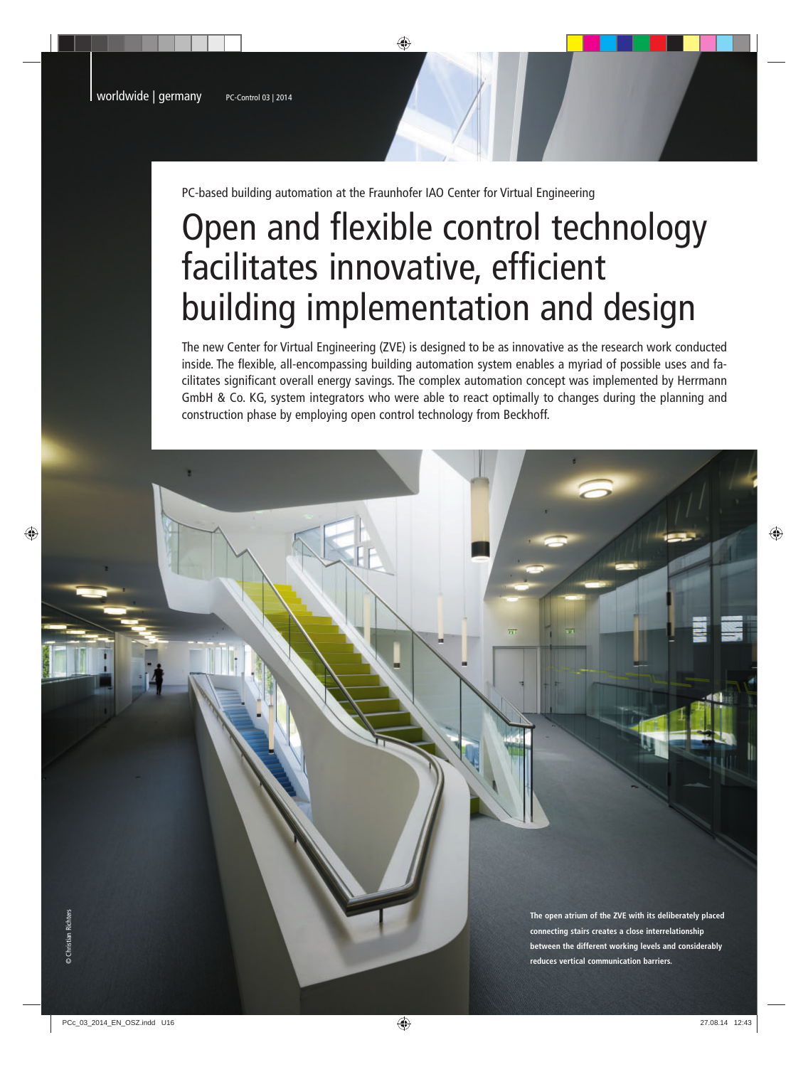PC-based building automation at the Fraunhofer IAO Center for Virtual Engineering

# Open and flexible control technology facilitates innovative, efficient building implementation and design

The new Center for Virtual Engineering (ZVE) is designed to be as innovative as the research work conducted inside. The flexible, all-encompassing building automation system enables a myriad of possible uses and facilitates significant overall energy savings. The complex automation concept was implemented by Herrmann GmbH & Co. KG, system integrators who were able to react optimally to changes during the planning and construction phase by employing open control technology from Beckhoff.

**The open atrium of the ZVE with its deliberately placed connecting stairs creates a close interrelationship between the different working levels and considerably reduces vertical communication barriers.**

© Christian Richters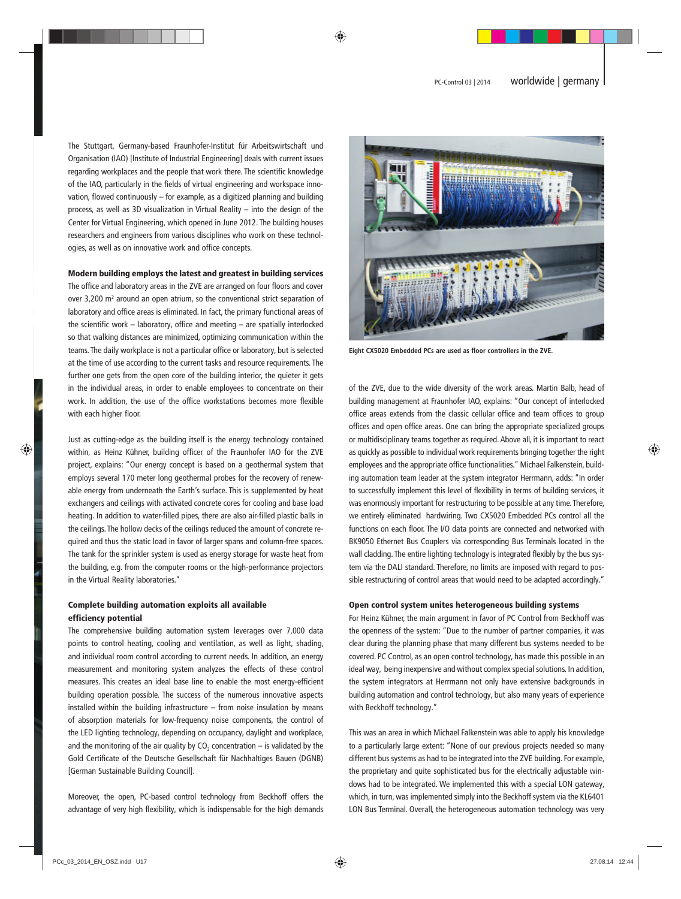The Stuttgart, Germany-based Fraunhofer-Institut für Arbeitswirtschaft und Organisation (IAO) [Institute of Industrial Engineering] deals with current issues regarding workplaces and the people that work there. The scientific knowledge of the IAO, particularly in the fields of virtual engineering and workspace innovation, flowed continuously – for example, as a digitized planning and building process, as well as 3D visualization in Virtual Reality – into the design of the Center for Virtual Engineering, which opened in June 2012. The building houses researchers and engineers from various disciplines who work on these technologies, as well as on innovative work and office concepts.

**Modern building employs the latest and greatest in building services**

The office and laboratory areas in the ZVE are arranged on four floors and cover over 3,200 m² around an open atrium, so the conventional strict separation of laboratory and office areas is eliminated. In fact, the primary functional areas of the scientific work – laboratory, office and meeting – are spatially interlocked so that walking distances are minimized, optimizing communication within the teams. The daily workplace is not a particular office or laboratory, but is selected at the time of use according to the current tasks and resource requirements. The further one gets from the open core of the building interior, the quieter it gets in the individual areas, in order to enable employees to concentrate on their work. In addition, the use of the office workstations becomes more flexible with each higher floor.

Just as cutting-edge as the building itself is the energy technology contained within, as Heinz Kühner, building officer of the Fraunhofer IAO for the ZVE project, explains: "Our energy concept is based on a geothermal system that employs several 170 meter long geothermal probes for the recovery of renewable energy from underneath the Earth's surface. This is supplemented by heat exchangers and ceilings with activated concrete cores for cooling and base load heating. In addition to water-filled pipes, there are also air-filled plastic balls in the ceilings. The hollow decks of the ceilings reduced the amount of concrete required and thus the static load in favor of larger spans and column-free spaces. The tank for the sprinkler system is used as energy storage for waste heat from the building, e.g. from the computer rooms or the high-performance projectors in the Virtual Reality laboratories."

**Complete building automation exploits all available efficiency potential**

The comprehensive building automation system leverages over 7,000 data points to control heating, cooling and ventilation, as well as light, shading, and individual room control according to current needs. In addition, an energy measurement and monitoring system analyzes the effects of these control measures. This creates an ideal base line to enable the most energy-efficient building operation possible. The success of the numerous innovative aspects installed within the building infrastructure – from noise insulation by means of absorption materials for low-frequency noise components, the control of the LED lighting technology, depending on occupancy, daylight and workplace, and the monitoring of the air quality by $CO_2$ concentration – is validated by the Gold Certificate of the Deutsche Gesellschaft für Nachhaltiges Bauen (DGNB) [German Sustainable Building Council].

Moreover, the open, PC-based control technology from Beckhoff offers the advantage of very high flexibility, which is indispensable for the high demands of the ZVE, due to the wide diversity of the work areas. Martin Balb, head of building management at Fraunhofer IAO, explains: "Our concept of interlocked office areas extends from the classic cellular office and team offices to group offices and open office areas. One can bring the appropriate specialized groups or multidisciplinary teams together as required. Above all, it is important to react as quickly as possible to individual work requirements bringing together the right employees and the appropriate office functionalities." Michael Falkenstein, building automation team leader at the system integrator Herrmann, adds: "In order to successfully implement this level of flexibility in terms of building services, it was enormously important for restructuring to be possible at any time. Therefore, we entirely eliminated hardwiring. Two CX5020 Embedded PCs control all the functions on each floor. The I/O data points are connected and networked with BK9050 Ethernet Bus Couplers via corresponding Bus Terminals located in the wall cladding. The entire lighting technology is integrated flexibly by the bus system via the DALI standard. Therefore, no limits are imposed with regard to possible restructuring of control areas that would need to be adapted accordingly."

Eight CX5020 Embedded PCs are used as floor controllers in the ZVE.

**Open control system unites heterogeneous building systems**

For Heinz Kühner, the main argument in favor of PC Control from Beckhoff was the openness of the system: "Due to the number of partner companies, it was clear during the planning phase that many different bus systems needed to be covered. PC Control, as an open control technology, has made this possible in an ideal way, being inexpensive and without complex special solutions. In addition, the system integrators at Herrmann not only have extensive backgrounds in building automation and control technology, but also many years of experience with Beckhoff technology."

This was an area in which Michael Falkenstein was able to apply his knowledge to a particularly large extent: "None of our previous projects needed so many different bus systems as had to be integrated into the ZVE building. For example, the proprietary and quite sophisticated bus for the electrically adjustable windows had to be integrated. We implemented this with a special LON gateway, which, in turn, was implemented simply into the Beckhoff system via the KL6401 LON Bus Terminal. Overall, the heterogeneous automation technology was very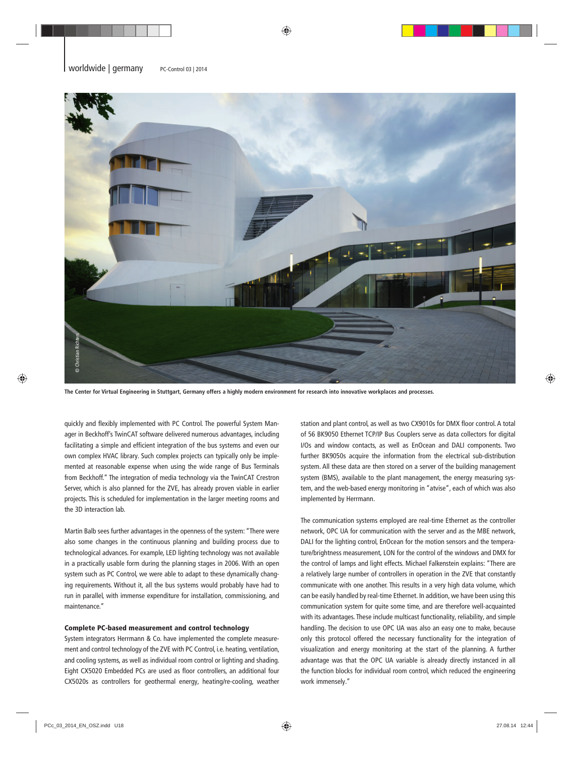The Center for Virtual Engineering in Stuttgart, Germany offers a highly modern environment for research into innovative workplaces and processes.

quickly and flexibly implemented with PC Control. The powerful System Manager in Beckhoff's TwinCAT software delivered numerous advantages, including facilitating a simple and efficient integration of the bus systems and even our own complex HVAC library. Such complex projects can typically only be implemented at reasonable expense when using the wide range of Bus Terminals from Beckhoff." The integration of media technology via the TwinCAT Crestron Server, which is also planned for the ZVE, has already proven viable in earlier projects. This is scheduled for implementation in the larger meeting rooms and the 3D interaction lab.

Martin Balb sees further advantages in the openness of the system: "There were also some changes in the continuous planning and building process due to technological advances. For example, LED lighting technology was not available in a practically usable form during the planning stages in 2006. With an open system such as PC Control, we were able to adapt to these dynamically changing requirements. Without it, all the bus systems would probably have had to run in parallel, with immense expenditure for installation, commissioning, and maintenance."

### Complete PC-based measurement and control technology

System integrators Herrmann & Co. have implemented the complete measurement and control technology of the ZVE with PC Control, i.e. heating, ventilation, and cooling systems, as well as individual room control or lighting and shading. Eight CX5020 Embedded PCs are used as floor controllers, an additional four CX5020s as controllers for geothermal energy, heating/re-cooling, weather station and plant control, as well as two CX9010s for DMX floor control. A total of 56 BK9050 Ethernet TCP/IP Bus Couplers serve as data collectors for digital I/Os and window contacts, as well as EnOcean and DALI components. Two further BK9050s acquire the information from the electrical sub-distribution system. All these data are then stored on a server of the building management system (BMS), available to the plant management, the energy measuring system, and the web-based energy monitoring in "atvise", each of which was also implemented by Herrmann.

The communication systems employed are real-time Ethernet as the controller network, OPC UA for communication with the server and as the MBE network, DALI for the lighting control, EnOcean for the motion sensors and the temperature/brightness measurement, LON for the control of the windows and DMX for the control of lamps and light effects. Michael Falkenstein explains: "There are a relatively large number of controllers in operation in the ZVE that constantly communicate with one another. This results in a very high data volume, which can be easily handled by real-time Ethernet. In addition, we have been using this communication system for quite some time, and are therefore well-acquainted with its advantages. These include multicast functionality, reliability, and simple handling. The decision to use OPC UA was also an easy one to make, because only this protocol offered the necessary functionality for the integration of visualization and energy monitoring at the start of the planning. A further advantage was that the OPC UA variable is already directly instanced in all the function blocks for individual room control, which reduced the engineering work immensely."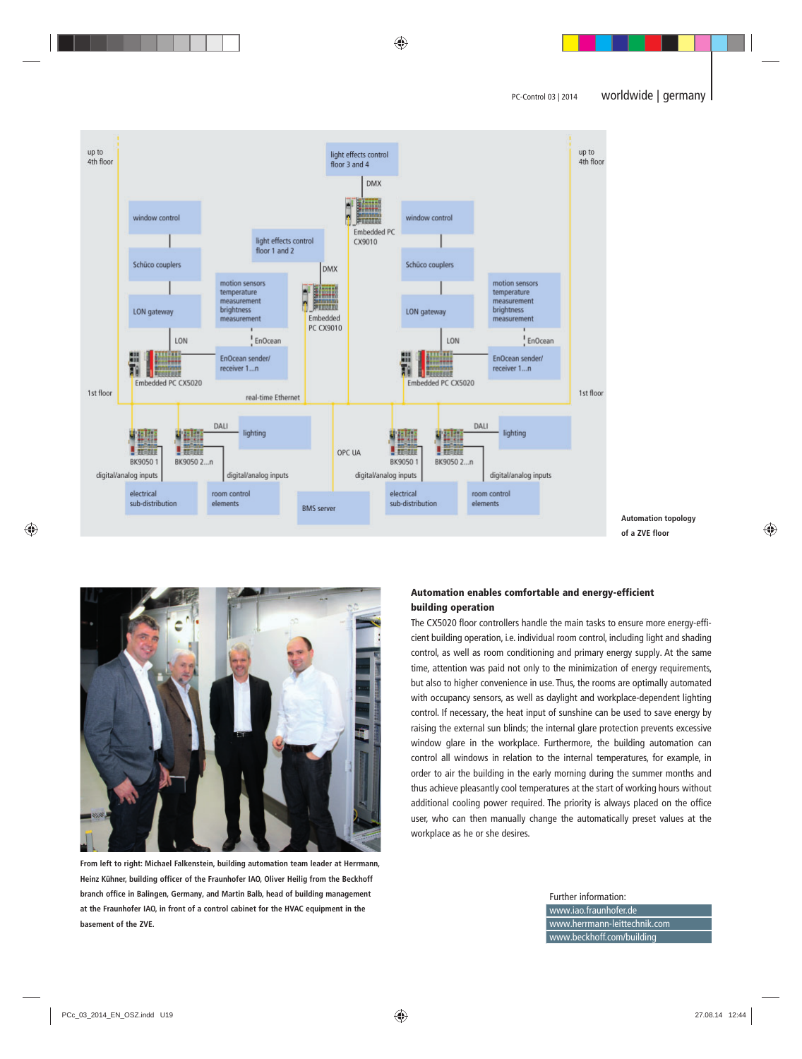up to
4th floor

light effects control
floor 3 and 4

DMX

Embedded PC
CX9010

window control

Schüco couplers

LON gateway

LON

Embedded PC CX5020

light effects control
floor 1 and 2

DMX

Embedded
PC CX9010

motion sensors
temperature
measurement
brightness
measurement

EnOcean

EnOcean sender/
receiver 1...n

up to
4th floor

window control

Schüco couplers

LON gateway

LON

Embedded PC CX5020

motion sensors
temperature
measurement
brightness
measurement

EnOcean

EnOcean sender/
receiver 1...n

1st floor

real-time Ethernet

1st floor

BK9050 1

BK9050 2...n

DALI

lighting

digital/analog inputs

digital/analog inputs

electrical
sub-distribution

room control
elements

OPC UA

BMS server

BK9050 1

BK9050 2...n

DALI

lighting

digital/analog inputs

digital/analog inputs

electrical
sub-distribution

room control
elements

**Automation topology of a ZVE floor**

**From left to right: Michael Falkenstein, building automation team leader at Herrmann, Heinz Kühner, building officer of the Fraunhofer IAO, Oliver Heilig from the Beckhoff branch office in Balingen, Germany, and Martin Balb, head of building management at the Fraunhofer IAO, in front of a control cabinet for the HVAC equipment in the basement of the ZVE.**

## Automation enables comfortable and energy-efficient building operation

The CX5020 floor controllers handle the main tasks to ensure more energy-efficient building operation, i.e. individual room control, including light and shading control, as well as room conditioning and primary energy supply. At the same time, attention was paid not only to the minimization of energy requirements, but also to higher convenience in use. Thus, the rooms are optimally automated with occupancy sensors, as well as daylight and workplace-dependent lighting control. If necessary, the heat input of sunshine can be used to save energy by raising the external sun blinds; the internal glare protection prevents excessive window glare in the workplace. Furthermore, the building automation can control all windows in relation to the internal temperatures, for example, in order to air the building in the early morning during the summer months and thus achieve pleasantly cool temperatures at the start of working hours without additional cooling power required. The priority is always placed on the office user, who can then manually change the automatically preset values at the workplace as he or she desires.

Further information:
www.iao.fraunhofer.de
www.herrmann-leittechnik.com
www.beckhoff.com/building